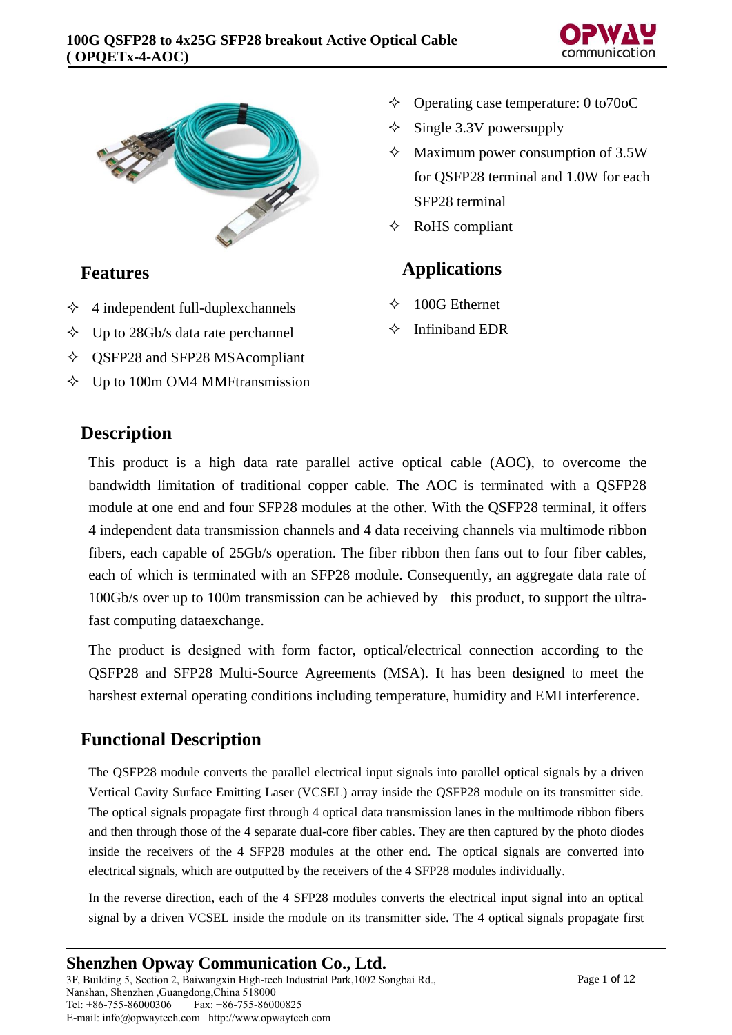# 100G QSFP28 to 4x25G SFP28 breakout Active Optical Cable ( OPQETx-4-AOC)

## Features

- ✧ 4 independent full-duplexchannels
- ✧ Up to 28Gb/s data rate perchannel
- ✧ QSFP28 and SFP28 MSAcompliant
- ✧ Up to 100m OM4 MMFtransmission
- ✧ Operating case temperature: 0 to70oC
- ✧ Single 3.3V powersupply
- ✧ Maximum power consumption of 3.5W for QSFP28 terminal and 1.0W for each SFP28 terminal
- ✧ RoHS compliant

## Applications

- ✧ 100G Ethernet
- ✧ Infiniband EDR

## Description

This product is a high data rate parallel active optical cable (AOC), to overcome the bandwidth limitation of traditional copper cable. The AOC is terminated with a QSFP28 module at one end and four SFP28 modules at the other. With the QSFP28 terminal, it offers 4 independent data transmission channels and 4 data receiving channels via multimode ribbon fibers, each capable of 25Gb/s operation. The fiber ribbon then fans out to four fiber cables, each of which is terminated with an SFP28 module. Consequently, an aggregate data rate of 100Gb/s over up to 100m transmission can be achieved by this product, to support the ultra-fast computing dataexchange.

The product is designed with form factor, optical/electrical connection according to the QSFP28 and SFP28 Multi-Source Agreements (MSA). It has been designed to meet the harshest external operating conditions including temperature, humidity and EMI interference.

## Functional Description

The QSFP28 module converts the parallel electrical input signals into parallel optical signals by a driven Vertical Cavity Surface Emitting Laser (VCSEL) array inside the QSFP28 module on its transmitter side. The optical signals propagate first through 4 optical data transmission lanes in the multimode ribbon fibers and then through those of the 4 separate dual-core fiber cables. They are then captured by the photo diodes inside the receivers of the 4 SFP28 modules at the other end. The optical signals are converted into electrical signals, which are outputted by the receivers of the 4 SFP28 modules individually.

In the reverse direction, each of the 4 SFP28 modules converts the electrical input signal into an optical signal by a driven VCSEL inside the module on its transmitter side. The 4 optical signals propagate first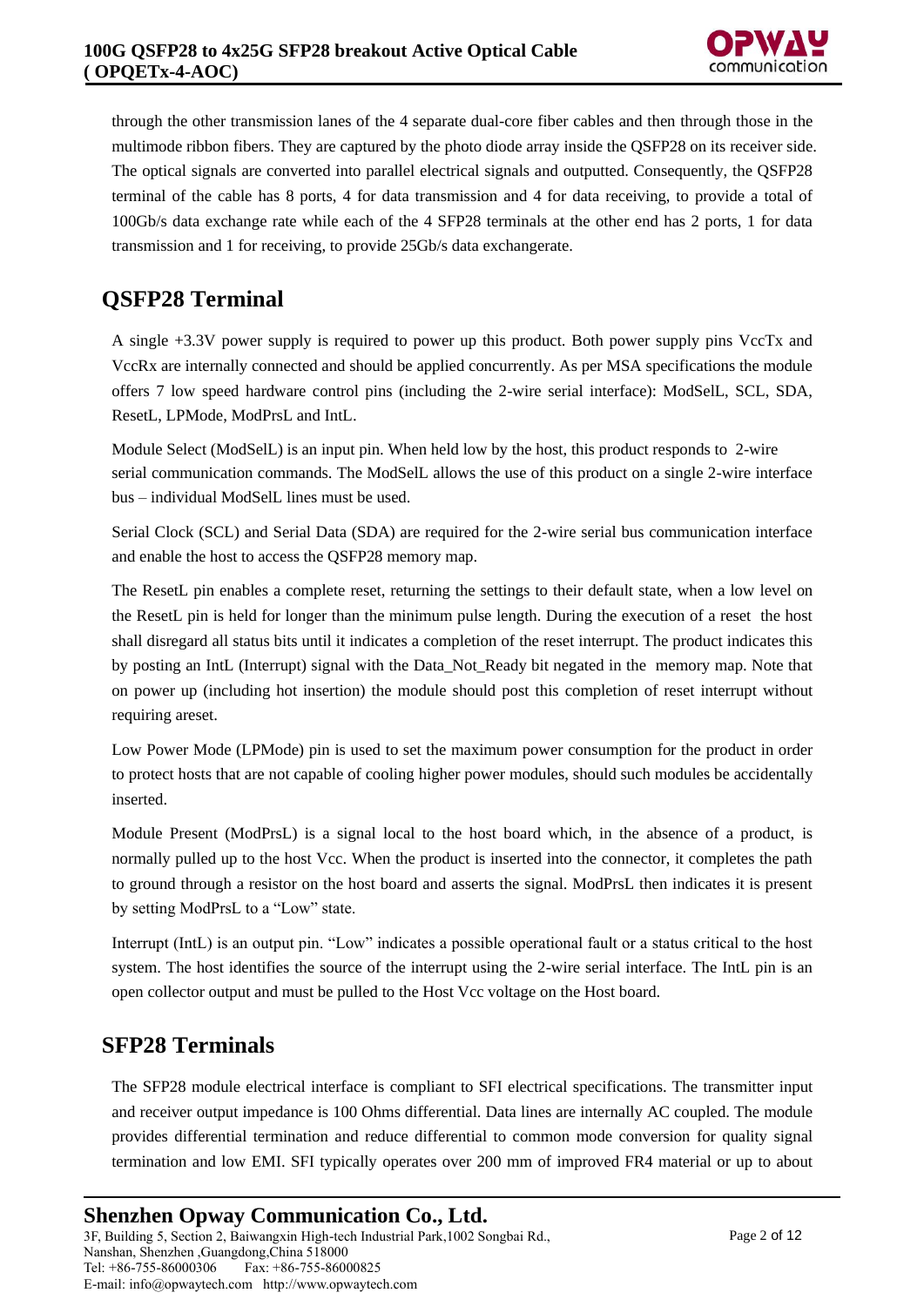through the other transmission lanes of the 4 separate dual-core fiber cables and then through those in the multimode ribbon fibers. They are captured by the photo diode array inside the QSFP28 on its receiver side. The optical signals are converted into parallel electrical signals and outputted. Consequently, the QSFP28 terminal of the cable has 8 ports, 4 for data transmission and 4 for data receiving, to provide a total of 100Gb/s data exchange rate while each of the 4 SFP28 terminals at the other end has 2 ports, 1 for data transmission and 1 for receiving, to provide 25Gb/s data exchangerate.

## QSFP28 Terminal

A single +3.3V power supply is required to power up this product. Both power supply pins VccTx and VccRx are internally connected and should be applied concurrently. As per MSA specifications the module offers 7 low speed hardware control pins (including the 2-wire serial interface): ModSelL, SCL, SDA, ResetL, LPMode, ModPrsL and IntL.

Module Select (ModSelL) is an input pin. When held low by the host, this product responds to 2-wire serial communication commands. The ModSelL allows the use of this product on a single 2-wire interface bus – individual ModSelL lines must be used.

Serial Clock (SCL) and Serial Data (SDA) are required for the 2-wire serial bus communication interface and enable the host to access the QSFP28 memory map.

The ResetL pin enables a complete reset, returning the settings to their default state, when a low level on the ResetL pin is held for longer than the minimum pulse length. During the execution of a reset the host shall disregard all status bits until it indicates a completion of the reset interrupt. The product indicates this by posting an IntL (Interrupt) signal with the Data_Not_Ready bit negated in the memory map. Note that on power up (including hot insertion) the module should post this completion of reset interrupt without requiring areset.

Low Power Mode (LPMode) pin is used to set the maximum power consumption for the product in order to protect hosts that are not capable of cooling higher power modules, should such modules be accidentally inserted.

Module Present (ModPrsL) is a signal local to the host board which, in the absence of a product, is normally pulled up to the host Vcc. When the product is inserted into the connector, it completes the path to ground through a resistor on the host board and asserts the signal. ModPrsL then indicates it is present by setting ModPrsL to a "Low" state.

Interrupt (IntL) is an output pin. "Low" indicates a possible operational fault or a status critical to the host system. The host identifies the source of the interrupt using the 2-wire serial interface. The IntL pin is an open collector output and must be pulled to the Host Vcc voltage on the Host board.

## SFP28 Terminals

The SFP28 module electrical interface is compliant to SFI electrical specifications. The transmitter input and receiver output impedance is 100 Ohms differential. Data lines are internally AC coupled. The module provides differential termination and reduce differential to common mode conversion for quality signal termination and low EMI. SFI typically operates over 200 mm of improved FR4 material or up to about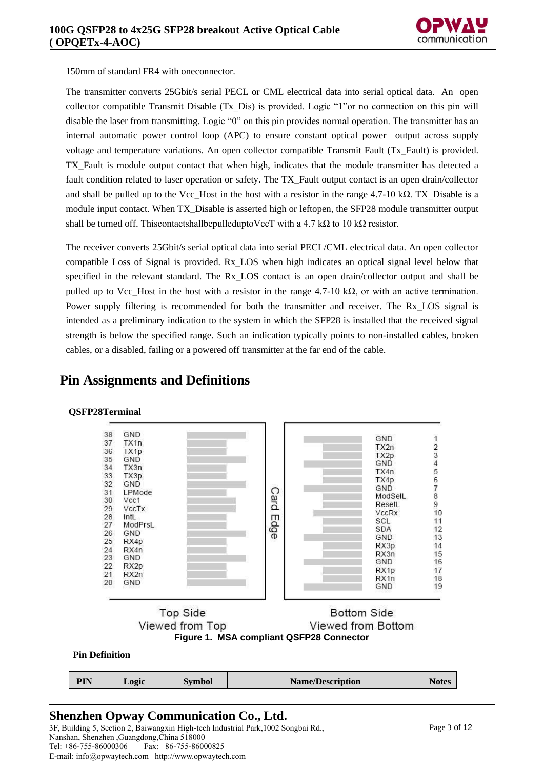150mm of standard FR4 with oneconnector.

The transmitter converts 25Gbit/s serial PECL or CML electrical data into serial optical data. An open collector compatible Transmit Disable (Tx_Dis) is provided. Logic "1"or no connection on this pin will disable the laser from transmitting. Logic "0" on this pin provides normal operation. The transmitter has an internal automatic power control loop (APC) to ensure constant optical power output across supply voltage and temperature variations. An open collector compatible Transmit Fault (Tx_Fault) is provided. TX_Fault is module output contact that when high, indicates that the module transmitter has detected a fault condition related to laser operation or safety. The TX_Fault output contact is an open drain/collector and shall be pulled up to the Vcc_Host in the host with a resistor in the range 4.7-10 kΩ. TX_Disable is a module input contact. When TX_Disable is asserted high or leftopen, the SFP28 module transmitter output shall be turned off. ThiscontactshallbepulleduptoVccT with a 4.7 kΩ to 10 kΩ resistor.

The receiver converts 25Gbit/s serial optical data into serial PECL/CML electrical data. An open collector compatible Loss of Signal is provided. Rx_LOS when high indicates an optical signal level below that specified in the relevant standard. The Rx_LOS contact is an open drain/collector output and shall be pulled up to Vcc_Host in the host with a resistor in the range 4.7-10 kΩ, or with an active termination. Power supply filtering is recommended for both the transmitter and receiver. The Rx_LOS signal is intended as a preliminary indication to the system in which the SFP28 is installed that the received signal strength is below the specified range. Such an indication typically points to non-installed cables, broken cables, or a disabled, failing or a powered off transmitter at the far end of the cable.

## Pin Assignments and Definitions

**QSFP28Terminal**

| Top Side (Viewed from Top) | | Bottom Side (Viewed from Bottom) | |
|---|---|---|---|
| 38 | GND | GND | 1 |
| 37 | TX1n | TX2n | 2 |
| 36 | TX1p | TX2p | 3 |
| 35 | GND | GND | 4 |
| 34 | TX3n | TX4n | 5 |
| 33 | TX3p | TX4p | 6 |
| 32 | GND | GND | 7 |
| 31 | LPMode | ModSelL | 8 |
| 30 | Vcc1 | ResetL | 9 |
| 29 | VccTx | VccRx | 10 |
| 28 | IntL | SCL | 11 |
| 27 | ModPrsL | SDA | 12 |
| 26 | GND | GND | 13 |
| 25 | RX4p | RX3p | 14 |
| 24 | RX4n | RX3n | 15 |
| 23 | GND | GND | 16 |
| 22 | RX2p | RX1p | 17 |
| 21 | RX2n | RX1n | 18 |
| 20 | GND | GND | 19 |

Card Edge

Top Side Viewed from Top — Bottom Side Viewed from Bottom

**Figure 1. MSA compliant QSFP28 Connector**

**Pin Definition**

| PIN | Logic | Symbol | Name/Description | Notes |
|---|---|---|---|---|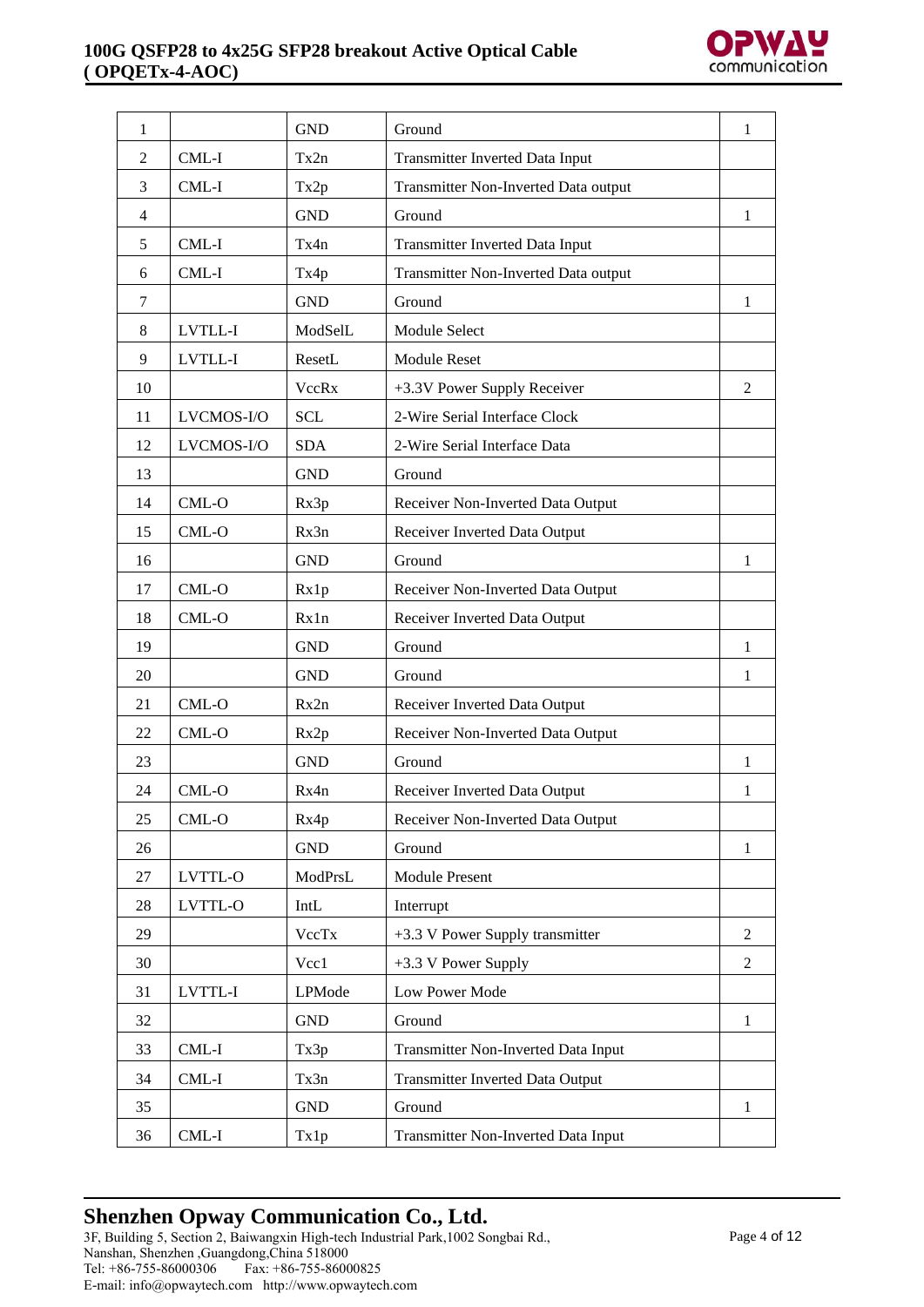| 1 | | GND | Ground | 1 |
|---|---|---|---|---|
| 2 | CML-I | Tx2n | Transmitter Inverted Data Input | |
| 3 | CML-I | Tx2p | Transmitter Non-Inverted Data output | |
| 4 | | GND | Ground | 1 |
| 5 | CML-I | Tx4n | Transmitter Inverted Data Input | |
| 6 | CML-I | Tx4p | Transmitter Non-Inverted Data output | |
| 7 | | GND | Ground | 1 |
| 8 | LVTLL-I | ModSelL | Module Select | |
| 9 | LVTLL-I | ResetL | Module Reset | |
| 10 | | VccRx | +3.3V Power Supply Receiver | 2 |
| 11 | LVCMOS-I/O | SCL | 2-Wire Serial Interface Clock | |
| 12 | LVCMOS-I/O | SDA | 2-Wire Serial Interface Data | |
| 13 | | GND | Ground | |
| 14 | CML-O | Rx3p | Receiver Non-Inverted Data Output | |
| 15 | CML-O | Rx3n | Receiver Inverted Data Output | |
| 16 | | GND | Ground | 1 |
| 17 | CML-O | Rx1p | Receiver Non-Inverted Data Output | |
| 18 | CML-O | Rx1n | Receiver Inverted Data Output | |
| 19 | | GND | Ground | 1 |
| 20 | | GND | Ground | 1 |
| 21 | CML-O | Rx2n | Receiver Inverted Data Output | |
| 22 | CML-O | Rx2p | Receiver Non-Inverted Data Output | |
| 23 | | GND | Ground | 1 |
| 24 | CML-O | Rx4n | Receiver Inverted Data Output | 1 |
| 25 | CML-O | Rx4p | Receiver Non-Inverted Data Output | |
| 26 | | GND | Ground | 1 |
| 27 | LVTTL-O | ModPrsL | Module Present | |
| 28 | LVTTL-O | IntL | Interrupt | |
| 29 | | VccTx | +3.3 V Power Supply transmitter | 2 |
| 30 | | Vcc1 | +3.3 V Power Supply | 2 |
| 31 | LVTTL-I | LPMode | Low Power Mode | |
| 32 | | GND | Ground | 1 |
| 33 | CML-I | Tx3p | Transmitter Non-Inverted Data Input | |
| 34 | CML-I | Tx3n | Transmitter Inverted Data Output | |
| 35 | | GND | Ground | 1 |
| 36 | CML-I | Tx1p | Transmitter Non-Inverted Data Input | |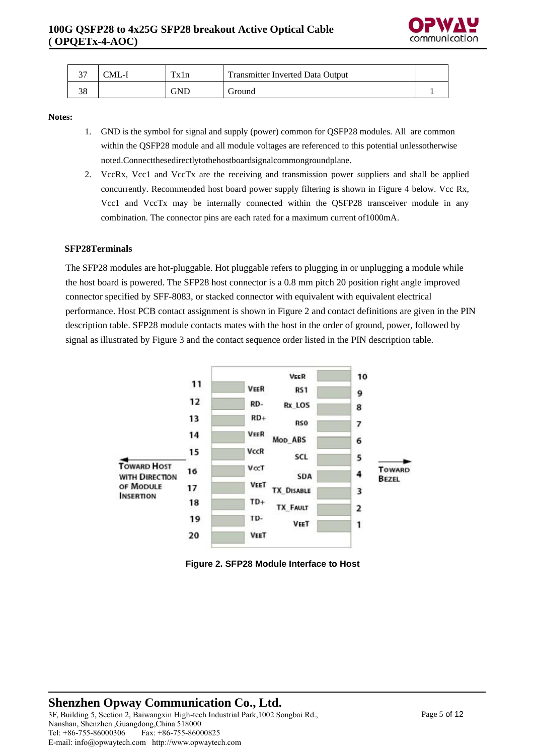| 37 | CML-I | Tx1n | Transmitter Inverted Data Output | |
|---|---|---|---|---|
| 38 | | GND | Ground | 1 |

**Notes:**

1. GND is the symbol for signal and supply (power) common for QSFP28 modules. All are common within the QSFP28 module and all module voltages are referenced to this potential unlessotherwise noted.Connectthesedirectlytothehostboardsignalcommongroundplane.
2. VccRx, Vcc1 and VccTx are the receiving and transmission power suppliers and shall be applied concurrently. Recommended host board power supply filtering is shown in Figure 4 below. Vcc Rx, Vcc1 and VccTx may be internally connected within the QSFP28 transceiver module in any combination. The connector pins are each rated for a maximum current of1000mA.

**SFP28Terminals**

The SFP28 modules are hot-pluggable. Hot pluggable refers to plugging in or unplugging a module while the host board is powered. The SFP28 host connector is a 0.8 mm pitch 20 position right angle improved connector specified by SFF-8083, or stacked connector with equivalent with equivalent electrical performance. Host PCB contact assignment is shown in Figure 2 and contact definitions are given in the PIN description table. SFP28 module contacts mates with the host in the order of ground, power, followed by signal as illustrated by Figure 3 and the contact sequence order listed in the PIN description table.

| Pin | Signal | Signal | Pin |
|---|---|---|---|
| 11 | VeeR | VeeR | 10 |
| 12 | RD- | RS1 | 9 |
| 13 | RD+ | Rx_LOS | 8 |
| 14 | VeeR | RS0 | 7 |
| 15 | VccR | Mod_ABS | 6 |
| 16 | VccT | SCL | 5 |
| 17 | VeeT | SDA | 4 |
| 18 | TD+ | TX_Disable | 3 |
| 19 | TD- | TX_Fault | 2 |
| 20 | VeeT | VeeT | 1 |

Toward Host with Direction of Module Insertion ← → Toward Bezel

**Figure 2. SFP28 Module Interface to Host**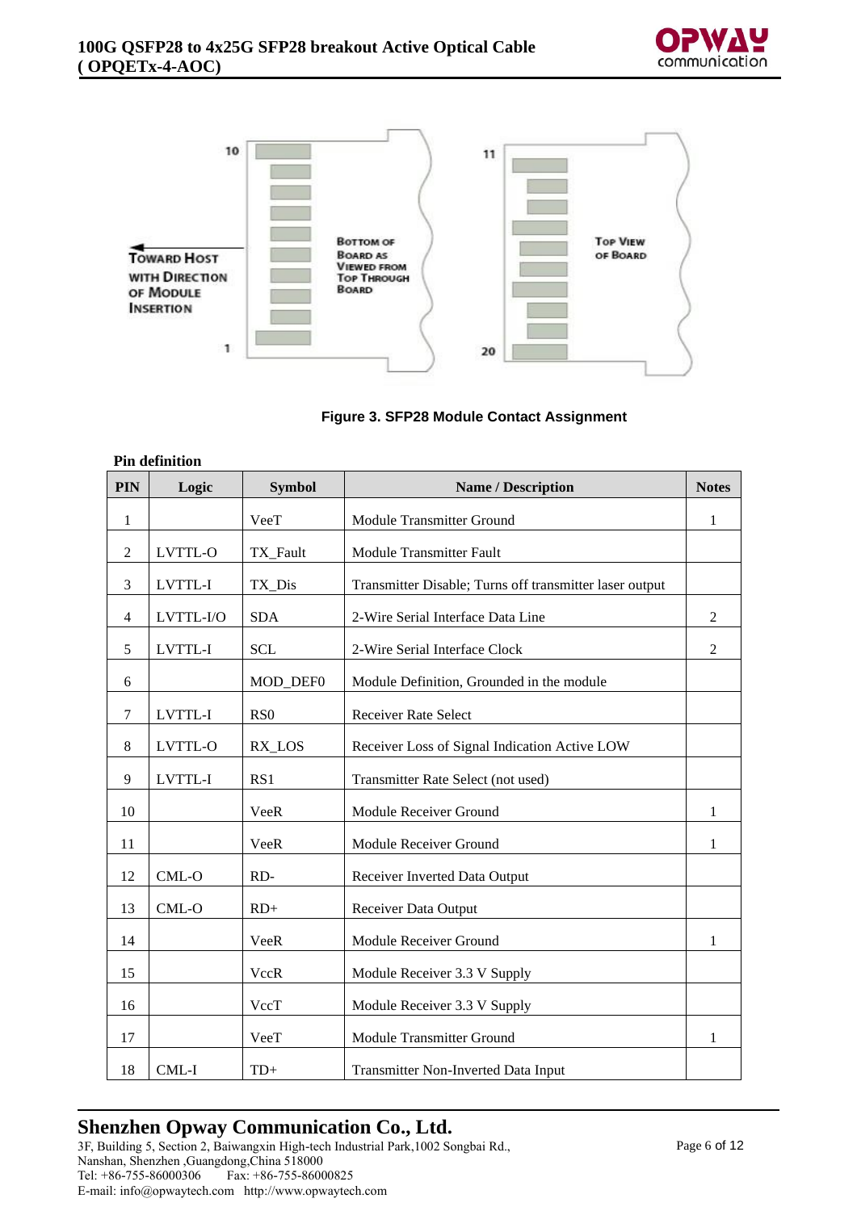Figure 3. SFP28 Module Contact Assignment

**Pin definition**

| PIN | Logic | Symbol | Name / Description | Notes |
|---|---|---|---|---|
| 1 | | VeeT | Module Transmitter Ground | 1 |
| 2 | LVTTL-O | TX_Fault | Module Transmitter Fault | |
| 3 | LVTTL-I | TX_Dis | Transmitter Disable; Turns off transmitter laser output | |
| 4 | LVTTL-I/O | SDA | 2-Wire Serial Interface Data Line | 2 |
| 5 | LVTTL-I | SCL | 2-Wire Serial Interface Clock | 2 |
| 6 | | MOD_DEF0 | Module Definition, Grounded in the module | |
| 7 | LVTTL-I | RS0 | Receiver Rate Select | |
| 8 | LVTTL-O | RX_LOS | Receiver Loss of Signal Indication Active LOW | |
| 9 | LVTTL-I | RS1 | Transmitter Rate Select (not used) | |
| 10 | | VeeR | Module Receiver Ground | 1 |
| 11 | | VeeR | Module Receiver Ground | 1 |
| 12 | CML-O | RD- | Receiver Inverted Data Output | |
| 13 | CML-O | RD+ | Receiver Data Output | |
| 14 | | VeeR | Module Receiver Ground | 1 |
| 15 | | VccR | Module Receiver 3.3 V Supply | |
| 16 | | VccT | Module Receiver 3.3 V Supply | |
| 17 | | VeeT | Module Transmitter Ground | 1 |
| 18 | CML-I | TD+ | Transmitter Non-Inverted Data Input | |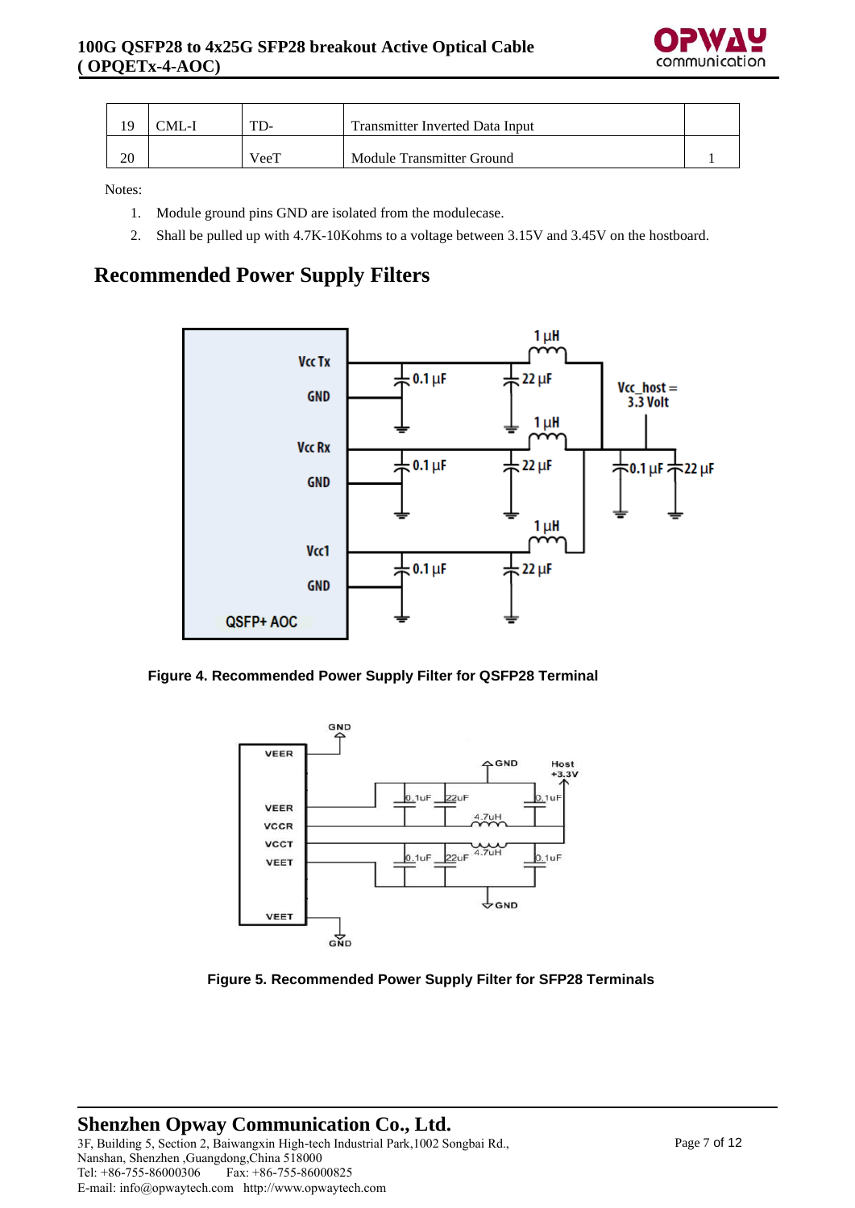| 19 | CML-I | TD- | Transmitter Inverted Data Input | |
|---|---|---|---|---|
| 20 | | VeeT | Module Transmitter Ground | 1 |

Notes:

1. Module ground pins GND are isolated from the modulecase.
2. Shall be pulled up with 4.7K-10Kohms to a voltage between 3.15V and 3.45V on the hostboard.

## Recommended Power Supply Filters

**Figure 4. Recommended Power Supply Filter for QSFP28 Terminal**

**Figure 5. Recommended Power Supply Filter for SFP28 Terminals**

**Shenzhen Opway Communication Co., Ltd.**
3F, Building 5, Section 2, Baiwangxin High-tech Industrial Park,1002 Songbai Rd.,
Nanshan, Shenzhen ,Guangdong,China 518000
Tel: +86-755-86000306    Fax: +86-755-86000825
E-mail: info@opwaytech.com   http://www.opwaytech.com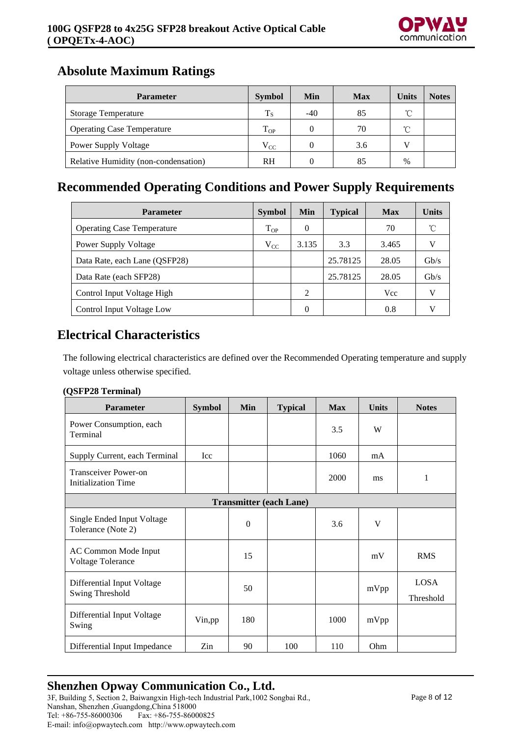## Absolute Maximum Ratings

| Parameter | Symbol | Min | Max | Units | Notes |
|---|---|---|---|---|---|
| Storage Temperature | $T_S$ | -40 | 85 | ℃ | |
| Operating Case Temperature | $T_{OP}$ | 0 | 70 | ℃ | |
| Power Supply Voltage | $V_{CC}$ | 0 | 3.6 | V | |
| Relative Humidity (non-condensation) | RH | 0 | 85 | % | |

## Recommended Operating Conditions and Power Supply Requirements

| Parameter | Symbol | Min | Typical | Max | Units |
|---|---|---|---|---|---|
| Operating Case Temperature | $T_{OP}$ | 0 | | 70 | ℃ |
| Power Supply Voltage | $V_{CC}$ | 3.135 | 3.3 | 3.465 | V |
| Data Rate, each Lane (QSFP28) | | | 25.78125 | 28.05 | Gb/s |
| Data Rate (each SFP28) | | | 25.78125 | 28.05 | Gb/s |
| Control Input Voltage High | | 2 | | Vcc | V |
| Control Input Voltage Low | | 0 | | 0.8 | V |

## Electrical Characteristics

The following electrical characteristics are defined over the Recommended Operating temperature and supply voltage unless otherwise specified.

**(QSFP28 Terminal)**

| Parameter | Symbol | Min | Typical | Max | Units | Notes |
|---|---|---|---|---|---|---|
| Power Consumption, each Terminal | | | | 3.5 | W | |
| Supply Current, each Terminal | Icc | | | 1060 | mA | |
| Transceiver Power-on Initialization Time | | | | 2000 | ms | 1 |
| **Transmitter (each Lane)** | | | | | | |
| Single Ended Input Voltage Tolerance (Note 2) | | 0 | | 3.6 | V | |
| AC Common Mode Input Voltage Tolerance | | 15 | | | mV | RMS |
| Differential Input Voltage Swing Threshold | | 50 | | | mVpp | LOSA Threshold |
| Differential Input Voltage Swing | Vin,pp | 180 | | 1000 | mVpp | |
| Differential Input Impedance | Zin | 90 | 100 | 110 | Ohm | |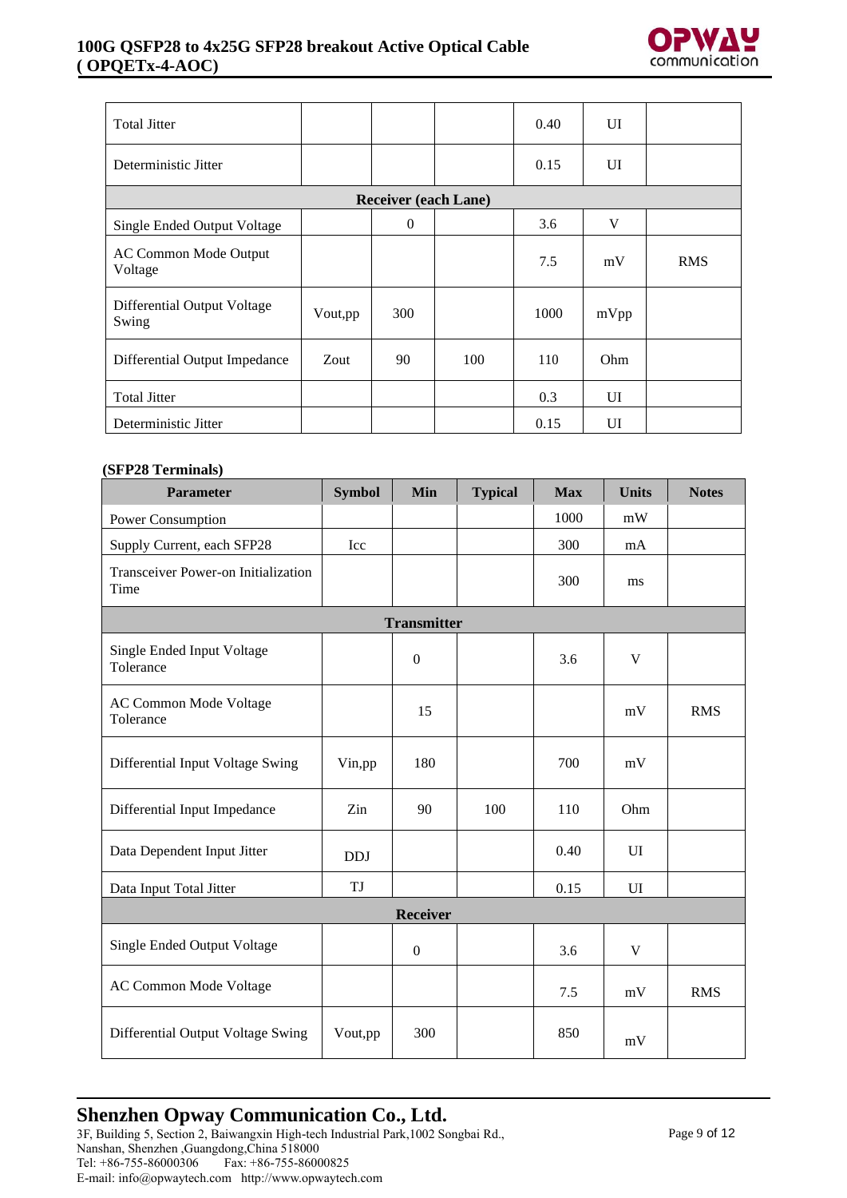| | | | | | | |
|---|---|---|---|---|---|---|
| Total Jitter | | | | 0.40 | UI | |
| Deterministic Jitter | | | | 0.15 | UI | |
| **Receiver (each Lane)** | | | | | | |
| Single Ended Output Voltage | | 0 | | 3.6 | V | |
| AC Common Mode Output Voltage | | | | 7.5 | mV | RMS |
| Differential Output Voltage Swing | Vout,pp | 300 | | 1000 | mVpp | |
| Differential Output Impedance | Zout | 90 | 100 | 110 | Ohm | |
| Total Jitter | | | | 0.3 | UI | |
| Deterministic Jitter | | | | 0.15 | UI | |

**(SFP28 Terminals)**

| Parameter | Symbol | Min | Typical | Max | Units | Notes |
|---|---|---|---|---|---|---|
| Power Consumption | | | | 1000 | mW | |
| Supply Current, each SFP28 | Icc | | | 300 | mA | |
| Transceiver Power-on Initialization Time | | | | 300 | ms | |
| **Transmitter** | | | | | | |
| Single Ended Input Voltage Tolerance | | 0 | | 3.6 | V | |
| AC Common Mode Voltage Tolerance | | 15 | | | mV | RMS |
| Differential Input Voltage Swing | Vin,pp | 180 | | 700 | mV | |
| Differential Input Impedance | Zin | 90 | 100 | 110 | Ohm | |
| Data Dependent Input Jitter | DDJ | | | 0.40 | UI | |
| Data Input Total Jitter | TJ | | | 0.15 | UI | |
| **Receiver** | | | | | | |
| Single Ended Output Voltage | | 0 | | 3.6 | V | |
| AC Common Mode Voltage | | | | 7.5 | mV | RMS |
| Differential Output Voltage Swing | Vout,pp | 300 | | 850 | mV | |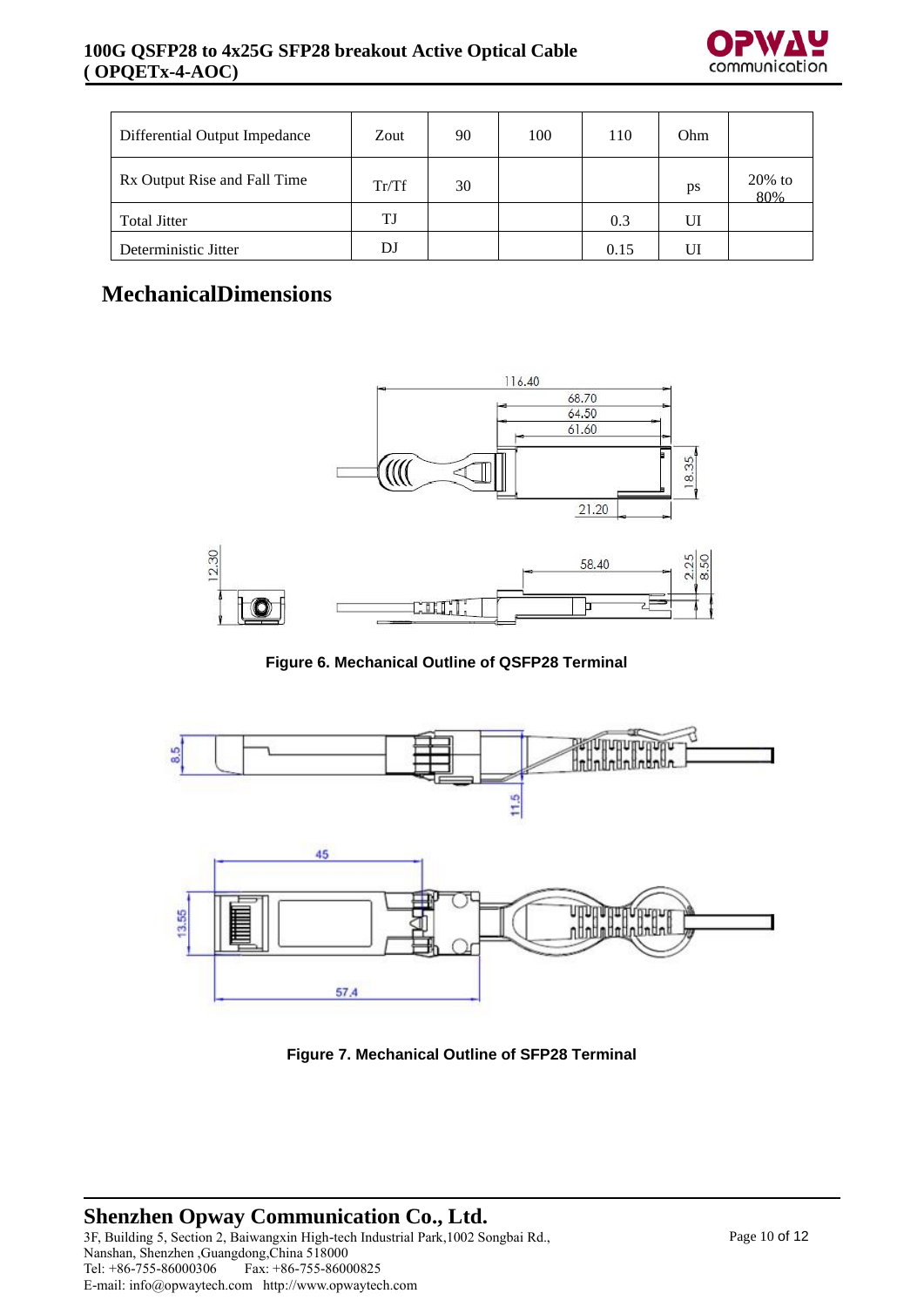| Differential Output Impedance | Zout | 90 | 100 | 110 | Ohm | |
|---|---|---|---|---|---|---|
| Rx Output Rise and Fall Time | Tr/Tf | 30 | | | ps | 20% to 80% |
| Total Jitter | TJ | | | 0.3 | UI | |
| Deterministic Jitter | DJ | | | 0.15 | UI | |

## MechanicalDimensions

**Figure 6. Mechanical Outline of QSFP28 Terminal**

**Figure 7. Mechanical Outline of SFP28 Terminal**

**Shenzhen Opway Communication Co., Ltd.**

3F, Building 5, Section 2, Baiwangxin High-tech Industrial Park,1002 Songbai Rd., Nanshan, Shenzhen ,Guangdong,China 518000

Tel: +86-755-86000306 Fax: +86-755-86000825

E-mail: info@opwaytech.com http://www.opwaytech.com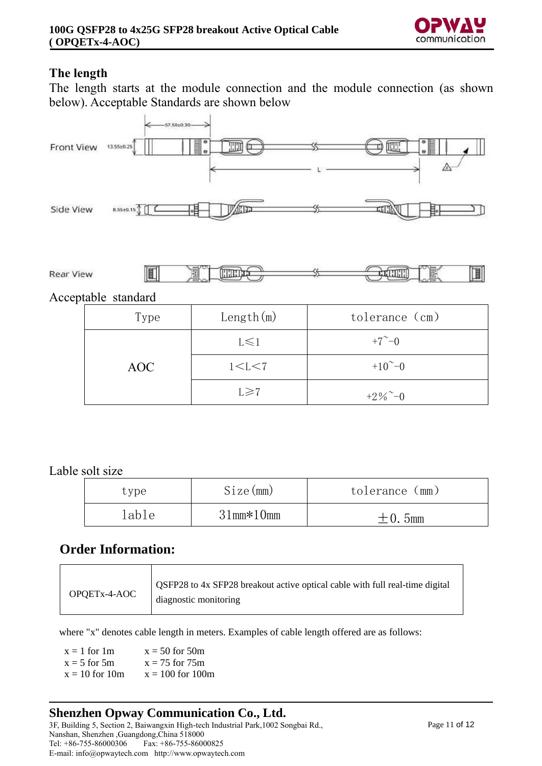## The length

The length starts at the module connection and the module connection (as shown below). Acceptable Standards are shown below

Front View 13.55±0.25 57.50±0.30 L

Side View 8.55±0.15

Rear View

Acceptable standard

| Type | Length(m) | tolerance (cm) |
|---|---|---|
| AOC | L≤1 | +7~-0 |
| | 1<L<7 | +10~-0 |
| | L≥7 | +2%~-0 |

Lable solt size

| type | Size(mm) | tolerance (mm) |
|---|---|---|
| lable | 31mm*10mm | ±0.5mm |

## Order Information:

| OPQETx-4-AOC | QSFP28 to 4x SFP28 breakout active optical cable with full real-time digital diagnostic monitoring |
|---|---|

where "x" denotes cable length in meters. Examples of cable length offered are as follows:

x = 1 for 1m　　x = 50 for 50m
x = 5 for 5m　　x = 75 for 75m
x = 10 for 10m　　x = 100 for 100m

**Shenzhen Opway Communication Co., Ltd.**
3F, Building 5, Section 2, Baiwangxin High-tech Industrial Park,1002 Songbai Rd., Nanshan, Shenzhen ,Guangdong,China 518000
Tel: +86-755-86000306　　Fax: +86-755-86000825
E-mail: info@opwaytech.com　http://www.opwaytech.com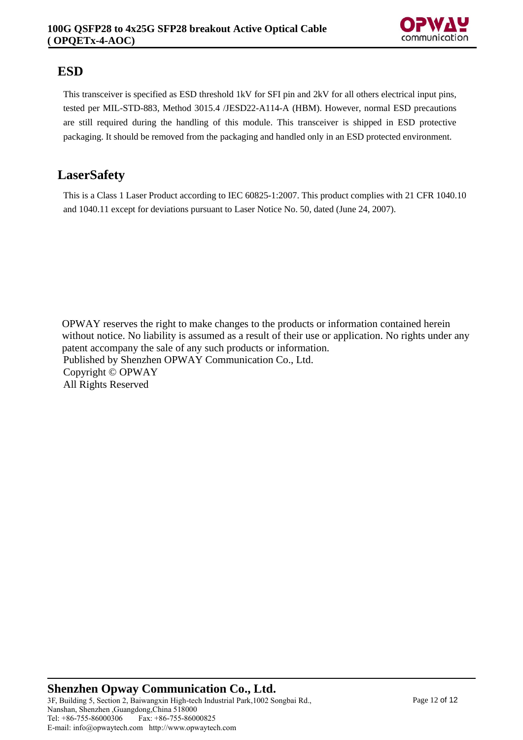## ESD

This transceiver is specified as ESD threshold 1kV for SFI pin and 2kV for all others electrical input pins, tested per MIL-STD-883, Method 3015.4 /JESD22-A114-A (HBM). However, normal ESD precautions are still required during the handling of this module. This transceiver is shipped in ESD protective packaging. It should be removed from the packaging and handled only in an ESD protected environment.

## LaserSafety

This is a Class 1 Laser Product according to IEC 60825-1:2007. This product complies with 21 CFR 1040.10 and 1040.11 except for deviations pursuant to Laser Notice No. 50, dated (June 24, 2007).

OPWAY reserves the right to make changes to the products or information contained herein without notice. No liability is assumed as a result of their use or application. No rights under any patent accompany the sale of any such products or information.
Published by Shenzhen OPWAY Communication Co., Ltd.
Copyright © OPWAY
All Rights Reserved

**Shenzhen Opway Communication Co., Ltd.**
3F, Building 5, Section 2, Baiwangxin High-tech Industrial Park,1002 Songbai Rd.,
Nanshan, Shenzhen ,Guangdong,China 518000
Tel: +86-755-86000306 Fax: +86-755-86000825
E-mail: info@opwaytech.com http://www.opwaytech.com